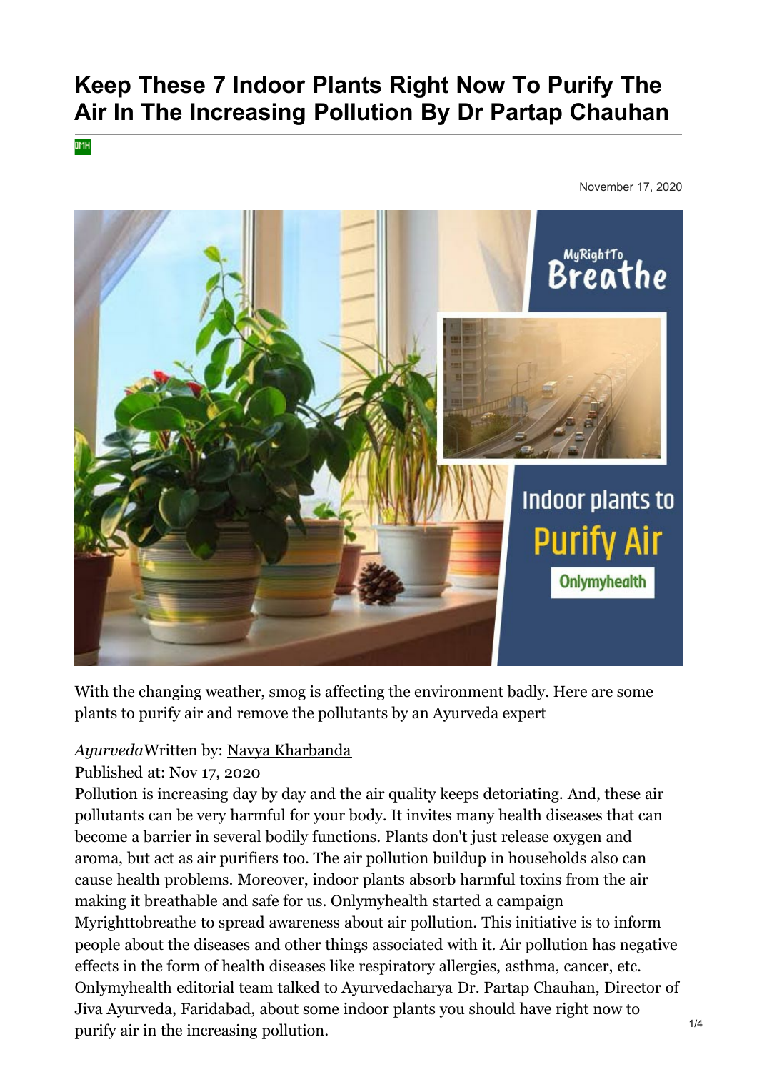# Keep These 7 Indoor Plants Right Now To Purify The Air In The Increasing Pollution By Dr Partap Chauhan

November 17, 2020

With the changing weather, smog is affecting the environment badly. Here are some plants to purify air and remove the pollutants by an Ayurveda expert

*Ayurveda*Written by: Navya Kharbanda

Published at: Nov 17, 2020

Pollution is increasing day by day and the air quality keeps detoriating. And, these air pollutants can be very harmful for your body. It invites many health diseases that can become a barrier in several bodily functions. Plants don't just release oxygen and aroma, but act as air purifiers too. The air pollution buildup in households also can cause health problems. Moreover, indoor plants absorb harmful toxins from the air making it breathable and safe for us. Onlymyhealth started a campaign Myrighttobreathe to spread awareness about air pollution. This initiative is to inform people about the diseases and other things associated with it. Air pollution has negative effects in the form of health diseases like respiratory allergies, asthma, cancer, etc. Onlymyhealth editorial team talked to Ayurvedacharya Dr. Partap Chauhan, Director of Jiva Ayurveda, Faridabad, about some indoor plants you should have right now to purify air in the increasing pollution.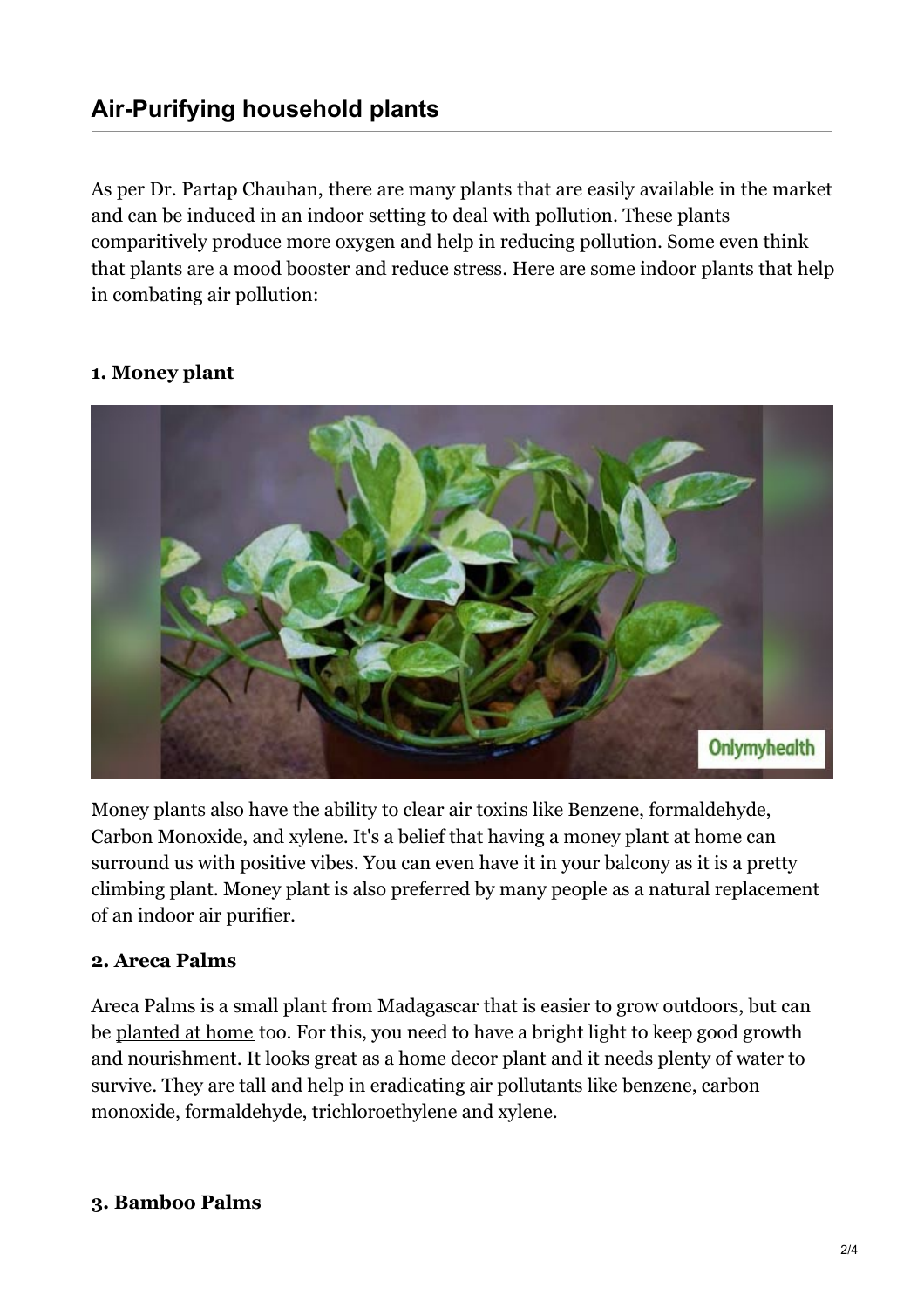## Air-Purifying household plants

As per Dr. Partap Chauhan, there are many plants that are easily available in the market and can be induced in an indoor setting to deal with pollution. These plants comparitively produce more oxygen and help in reducing pollution. Some even think that plants are a mood booster and reduce stress. Here are some indoor plants that help in combating air pollution:

### 1. Money plant

Money plants also have the ability to clear air toxins like Benzene, formaldehyde, Carbon Monoxide, and xylene. It's a belief that having a money plant at home can surround us with positive vibes. You can even have it in your balcony as it is a pretty climbing plant. Money plant is also preferred by many people as a natural replacement of an indoor air purifier.

### 2. Areca Palms

Areca Palms is a small plant from Madagascar that is easier to grow outdoors, but can be planted at home too. For this, you need to have a bright light to keep good growth and nourishment. It looks great as a home decor plant and it needs plenty of water to survive. They are tall and help in eradicating air pollutants like benzene, carbon monoxide, formaldehyde, trichloroethylene and xylene.

### 3. Bamboo Palms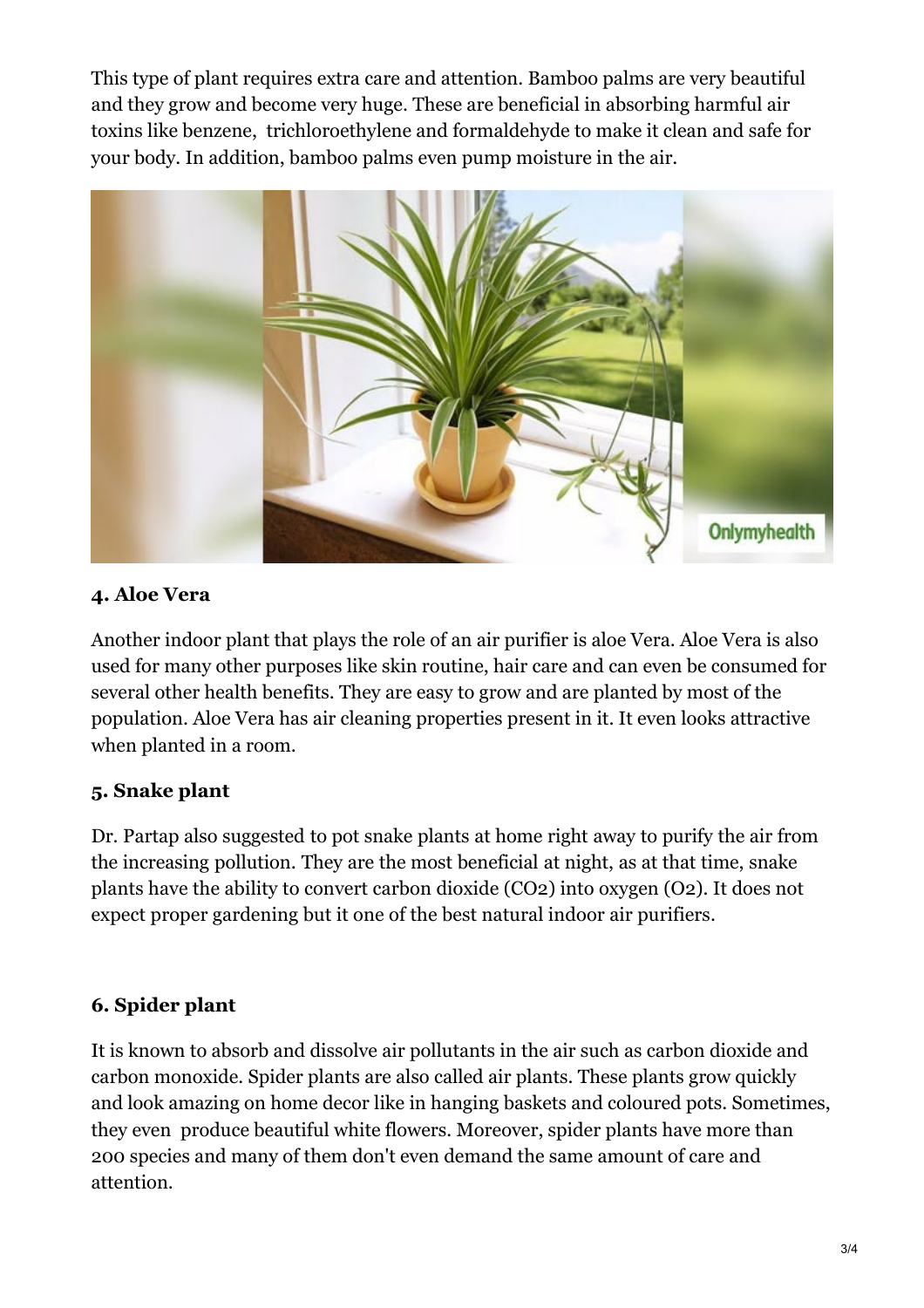This type of plant requires extra care and attention. Bamboo palms are very beautiful and they grow and become very huge. These are beneficial in absorbing harmful air toxins like benzene, trichloroethylene and formaldehyde to make it clean and safe for your body. In addition, bamboo palms even pump moisture in the air.

#### 4. Aloe Vera

Another indoor plant that plays the role of an air purifier is aloe Vera. Aloe Vera is also used for many other purposes like skin routine, hair care and can even be consumed for several other health benefits. They are easy to grow and are planted by most of the population. Aloe Vera has air cleaning properties present in it. It even looks attractive when planted in a room.

#### 5. Snake plant

Dr. Partap also suggested to pot snake plants at home right away to purify the air from the increasing pollution. They are the most beneficial at night, as at that time, snake plants have the ability to convert carbon dioxide ($CO_2$) into oxygen ($O_2$). It does not expect proper gardening but it one of the best natural indoor air purifiers.

#### 6. Spider plant

It is known to absorb and dissolve air pollutants in the air such as carbon dioxide and carbon monoxide. Spider plants are also called air plants. These plants grow quickly and look amazing on home decor like in hanging baskets and coloured pots. Sometimes, they even produce beautiful white flowers. Moreover, spider plants have more than 200 species and many of them don't even demand the same amount of care and attention.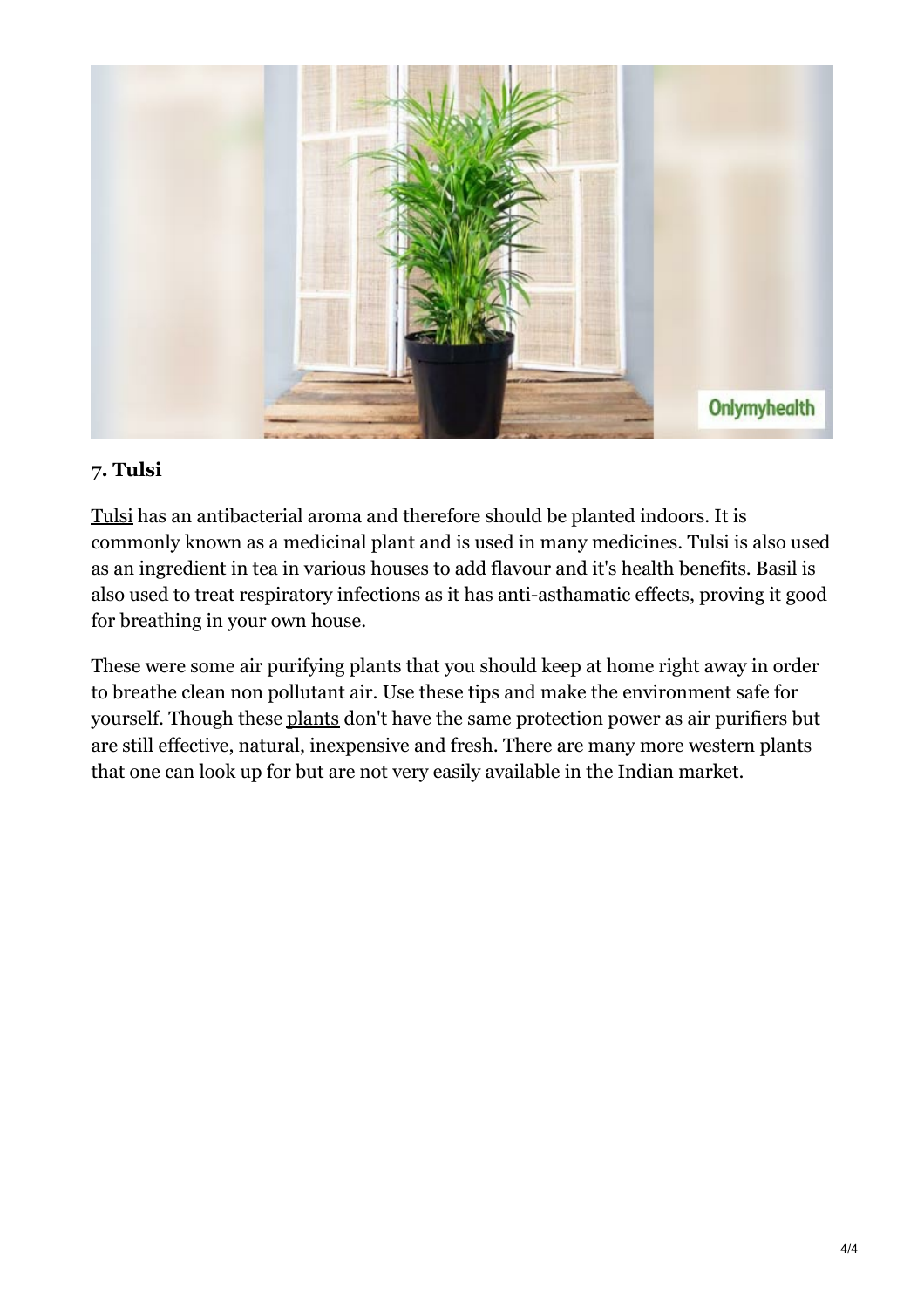### 7. Tulsi

Tulsi has an antibacterial aroma and therefore should be planted indoors. It is commonly known as a medicinal plant and is used in many medicines. Tulsi is also used as an ingredient in tea in various houses to add flavour and it's health benefits. Basil is also used to treat respiratory infections as it has anti-asthamatic effects, proving it good for breathing in your own house.

These were some air purifying plants that you should keep at home right away in order to breathe clean non pollutant air. Use these tips and make the environment safe for yourself. Though these plants don't have the same protection power as air purifiers but are still effective, natural, inexpensive and fresh. There are many more western plants that one can look up for but are not very easily available in the Indian market.